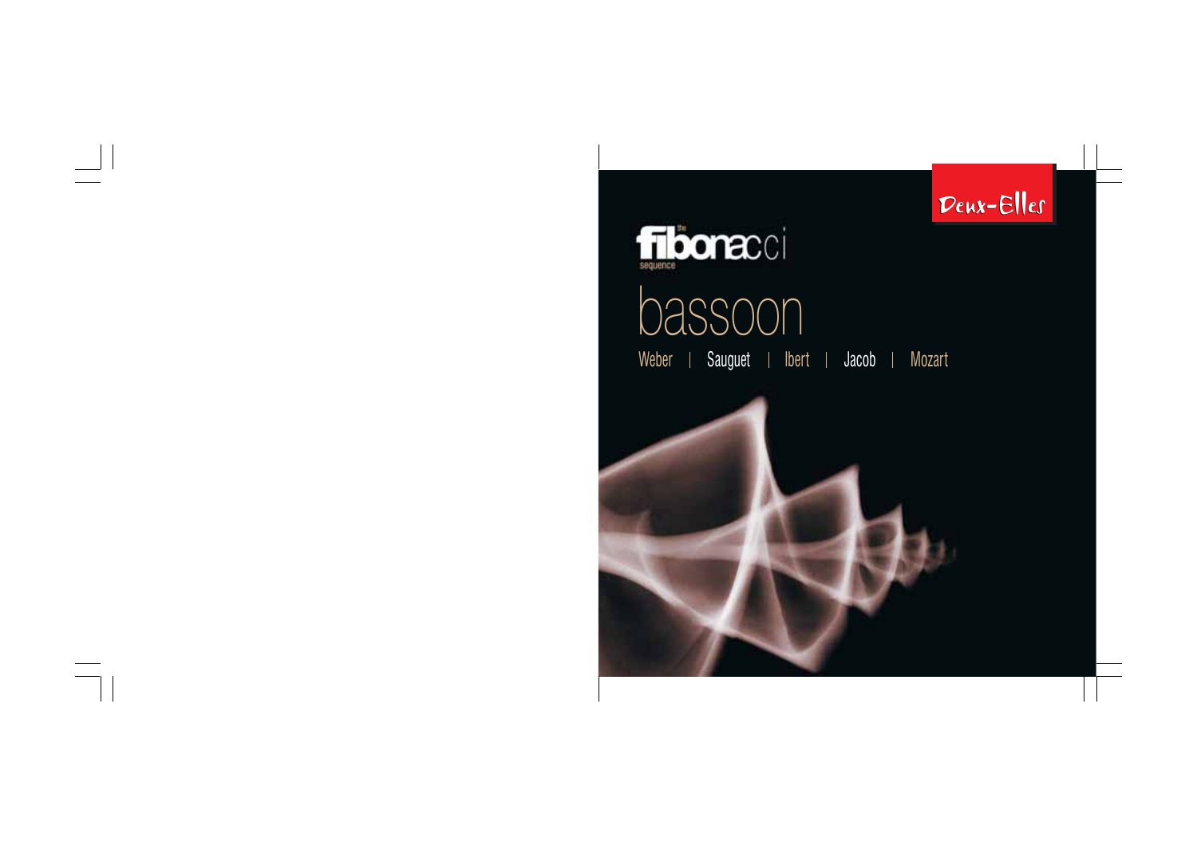Deux-Elles

# the fibonacci sequence

## bassoon

Weber | Sauguet | Ibert | Jacob | Mozart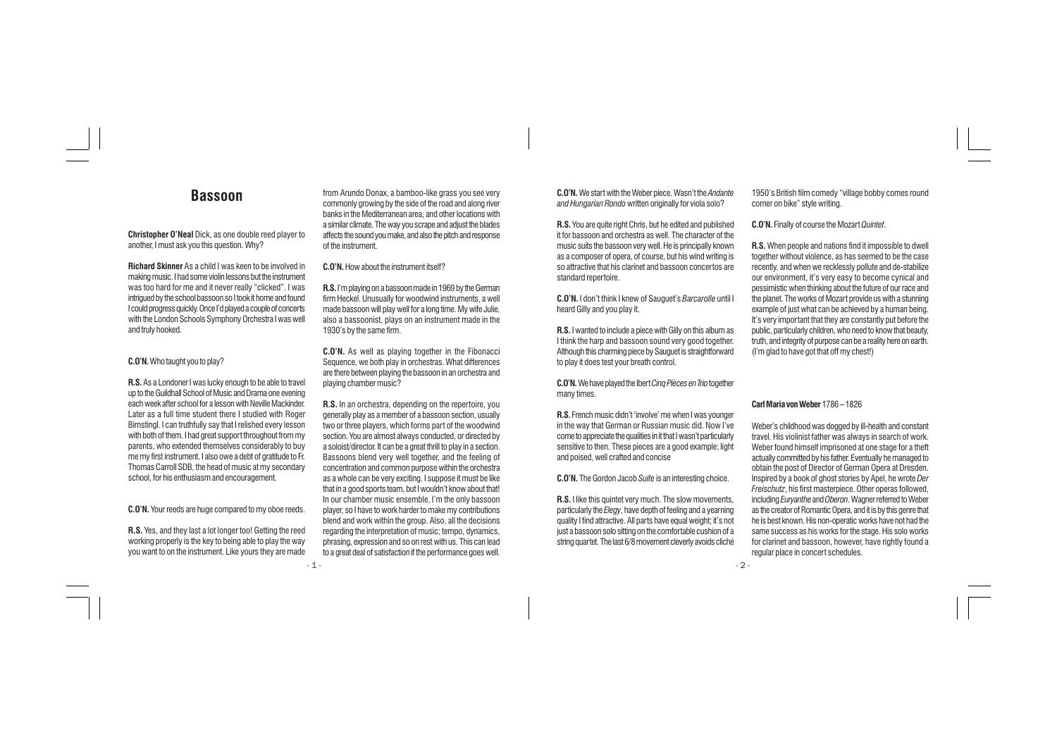# Bassoon

**Christopher O'Neal** Dick, as one double reed player to another, I must ask you this question. Why?

**Richard Skinner** As a child I was keen to be involved in making music. I had some violin lessons but the instrument was too hard for me and it never really "clicked". I was intrigued by the school bassoon so I took it home and found I could progress quickly. Once I'd played a couple of concerts with the London Schools Symphony Orchestra I was well and truly hooked.

**C.O'N.** Who taught you to play?

**R.S.** As a Londoner I was lucky enough to be able to travel up to the Guildhall School of Music and Drama one evening each week after school for a lesson with Neville Mackinder. Later as a full time student there I studied with Roger Birnstingl. I can truthfully say that I relished every lesson with both of them. I had great support throughout from my parents, who extended themselves considerably to buy me my first instrument. I also owe a debt of gratitude to Fr. Thomas Carroll SDB, the head of music at my secondary school, for his enthusiasm and encouragement.

**C.O'N.** Your reeds are huge compared to my oboe reeds.

**R.S.** Yes, and they last a lot longer too! Getting the reed working properly is the key to being able to play the way you want to on the instrument. Like yours they are made from Arundo Donax, a bamboo-like grass you see very commonly growing by the side of the road and along river banks in the Mediterranean area, and other locations with a similar climate. The way you scrape and adjust the blades affects the sound you make, and also the pitch and response of the instrument.

**C.O'N.** How about the instrument itself?

**R.S.** I'm playing on a bassoon made in 1969 by the German firm Heckel. Unusually for woodwind instruments, a well made bassoon will play well for a long time. My wife Julie, also a bassoonist, plays on an instrument made in the 1930's by the same firm.

**C.O'N.** As well as playing together in the Fibonacci Sequence, we both play in orchestras. What differences are there between playing the bassoon in an orchestra and playing chamber music?

**R.S.** In an orchestra, depending on the repertoire, you generally play as a member of a bassoon section, usually two or three players, which forms part of the woodwind section. You are almost always conducted, or directed by a soloist/director. It can be a great thrill to play in a section. Bassoons blend very well together, and the feeling of concentration and common purpose within the orchestra as a whole can be very exciting. I suppose it must be like that in a good sports team, but I wouldn't know about that! In our chamber music ensemble, I'm the only bassoon player, so I have to work harder to make my contributions blend and work within the group. Also, all the decisions regarding the interpretation of music; tempo, dynamics, phrasing, expression and so on rest with us. This can lead to a great deal of satisfaction if the performance goes well.

**C.O'N.** We start with the Weber piece. Wasn't the *Andante and Hungarian Rondo* written originally for viola solo?

**R.S.** You are quite right Chris, but he edited and published it for bassoon and orchestra as well. The character of the music suits the bassoon very well. He is principally known as a composer of opera, of course, but his wind writing is so attractive that his clarinet and bassoon concertos are standard repertoire.

**C.O'N.** I don't think I knew of Sauguet's *Barcarolle* until I heard Gilly and you play it.

**R.S.** I wanted to include a piece with Gilly on this album as I think the harp and bassoon sound very good together. Although this charming piece by Sauguet is straightforward to play it does test your breath control.

**C.O'N.** We have played the Ibert *Cinq Pièces en Trio* together many times.

**R.S.** French music didn't 'involve' me when I was younger in the way that German or Russian music did. Now I've come to appreciate the qualities in it that I wasn't particularly sensitive to then. These pieces are a good example; light and poised, well crafted and concise

**C.O'N.** The Gordon Jacob *Suite* is an interesting choice.

**R.S.** I like this quintet very much. The slow movements, particularly the *Elegy*, have depth of feeling and a yearning quality I find attractive. All parts have equal weight; it's not just a bassoon solo sitting on the comfortable cushion of a string quartet. The last 6/8 movement cleverly avoids cliché 1950's British film comedy "village bobby comes round corner on bike" style writing.

**C.O'N.** Finally of course the Mozart *Quintet*.

**R.S.** When people and nations find it impossible to dwell together without violence, as has seemed to be the case recently, and when we recklessly pollute and de-stabilize our environment, it's very easy to become cynical and pessimistic when thinking about the future of our race and the planet. The works of Mozart provide us with a stunning example of just what can be achieved by a human being. It's very important that they are constantly put before the public, particularly children, who need to know that beauty, truth, and integrity of purpose can be a reality here on earth. (I'm glad to have got that off my chest!)

**Carl Maria von Weber** 1786 – 1826

Weber's childhood was dogged by ill-health and constant travel. His violinist father was always in search of work. Weber found himself imprisoned at one stage for a theft actually committed by his father. Eventually he managed to obtain the post of Director of German Opera at Dresden. Inspired by a book of ghost stories by Apel, he wrote *Der Freischutz*, his first masterpiece. Other operas followed, including *Euryanthe* and *Oberon*. Wagner referred to Weber as the creator of Romantic Opera, and it is by this genre that he is best known. His non-operatic works have not had the same success as his works for the stage. His solo works for clarinet and bassoon, however, have rightly found a regular place in concert schedules.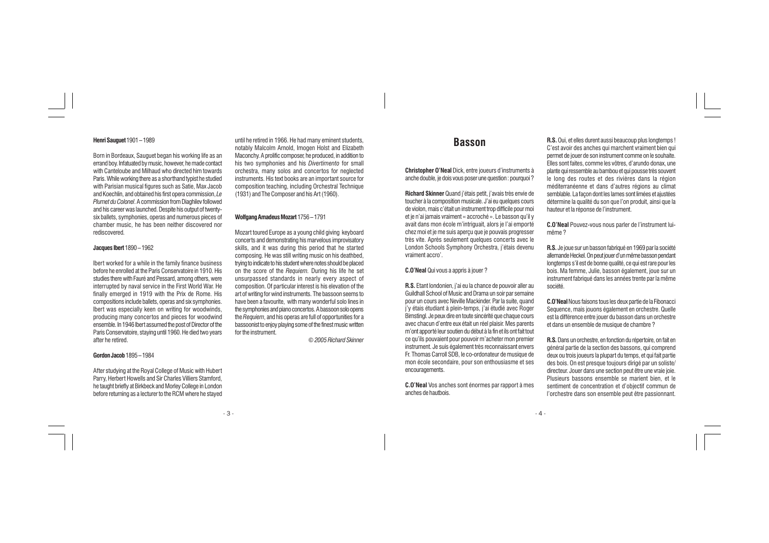**Henri Sauguet** 1901 – 1989

Born in Bordeaux, Sauguet began his working life as an errand boy. Infatuated by music, however, he made contact with Canteloube and Milhaud who directed him towards Paris. While working there as a shorthand typist he studied with Parisian musical figures such as Satie, Max Jacob and Koechlin, and obtained his first opera commission, *Le Plumet du Colonel*. A commission from Diaghilev followed and his career was launched. Despite his output of twenty-six ballets, symphonies, operas and numerous pieces of chamber music, he has been neither discovered nor rediscovered.

**Jacques Ibert** 1890 – 1962

Ibert worked for a while in the family finance business before he enrolled at the Paris Conservatoire in 1910. His studies there with Fauré and Pessard, among others, were interrupted by naval service in the First World War. He finally emerged in 1919 with the Prix de Rome. His compositions include ballets, operas and six symphonies. Ibert was especially keen on writing for woodwinds, producing many concertos and pieces for woodwind ensemble. In 1946 Ibert assumed the post of Director of the Paris Conservatoire, staying until 1960. He died two years after he retired.

**Gordon Jacob** 1895 – 1984

After studying at the Royal College of Music with Hubert Parry, Herbert Howells and Sir Charles Villiers Stamford, he taught briefly at Birkbeck and Morley College in London before returning as a lecturer to the RCM where he stayed until he retired in 1966. He had many eminent students, notably Malcolm Arnold, Imogen Holst and Elizabeth Maconchy. A prolific composer, he produced, in addition to his two symphonies and his *Divertimento* for small orchestra, many solos and concertos for neglected instruments. His text books are an important source for composition teaching, including Orchestral Technique (1931) and The Composer and his Art (1960).

**Wolfgang Amadeus Mozart** 1756 – 1791

Mozart toured Europe as a young child giving keyboard concerts and demonstrating his marvelous improvisatory skills, and it was during this period that he started composing. He was still writing music on his deathbed, trying to indicate to his student where notes should be placed on the score of the *Requiem*. During his life he set unsurpassed standards in nearly every aspect of composition. Of particular interest is his elevation of the art of writing for wind instruments. The bassoon seems to have been a favourite, with many wonderful solo lines in the symphonies and piano concertos. A bassoon solo opens the *Requiem*, and his operas are full of opportunities for a bassoonist to enjoy playing some of the finest music written for the instrument.

*© 2005 Richard Skinner*

# Basson

**Christopher O'Neal** Dick, entre joueurs d'instruments à anche double, je dois vous poser une question : pourquoi ?

**Richard Skinner** Quand j'étais petit, j'avais très envie de toucher à la composition musicale. J'ai eu quelques cours de violon, mais c'était un instrument trop difficile pour moi et je n'ai jamais vraiment « accroché ». Le basson qu'il y avait dans mon école m'intriguait, alors je l'ai emporté chez moi et je me suis aperçu que je pouvais progresser très vite. Après seulement quelques concerts avec le London Schools Symphony Orchestra, j'étais devenu vraiment accro'.

**C.O'Neal** Qui vous a appris à jouer ?

**R.S.** Etant londonien, j'ai eu la chance de pouvoir aller au Guildhall School of Music and Drama un soir par semaine pour un cours avec Neville Mackinder. Par la suite, quand j'y étais étudiant à plein-temps, j'ai étudié avec Roger Birnstingl. Je peux dire en toute sincérité que chaque cours avec chacun d'entre eux était un réel plaisir. Mes parents m'ont apporté leur soutien du début à la fin et ils ont fait tout ce qu'ils pouvaient pour pouvoir m'acheter mon premier instrument. Je suis également très reconnaissant envers Fr. Thomas Carroll SDB, le co-ordonateur de musique de mon école secondaire, pour son enthousiasme et ses encouragements.

**C.O'Neal** Vos anches sont énormes par rapport à mes anches de hautbois.

**R.S.** Oui, et elles durent aussi beaucoup plus longtemps ! C'est avoir des anches qui marchent vraiment bien qui permet de jouer de son instrument comme on le souhaite. Elles sont faites, comme les vôtres, d'arundo donax, une plante qui ressemble au bambou et qui pousse très souvent le long des routes et des rivières dans la région méditerranéenne et dans d'autres régions au climat semblable. La façon dont les lames sont limées et ajustées détermine la qualité du son que l'on produit, ainsi que la hauteur et la réponse de l'instrument.

**C.O'Neal** Pouvez-vous nous parler de l'instrument lui-même ?

**R.S.** Je joue sur un basson fabriqué en 1969 par la société allemande Heckel. On peut jouer d'un même basson pendant longtemps s'il est de bonne qualité, ce qui est rare pour les bois. Ma femme, Julie, basson également, joue sur un instrument fabriqué dans les années trente par la même société.

**C.O'Neal** Nous faisons tous les deux partie de la Fibonacci Sequence, mais jouons également en orchestre. Quelle est la différence entre jouer du basson dans un orchestre et dans un ensemble de musique de chambre ?

**R.S.** Dans un orchestre, en fonction du répertoire, on fait en général partie de la section des bassons, qui comprend deux ou trois joueurs la plupart du temps, et qui fait partie des bois. On est presque toujours dirigé par un soliste/directeur. Jouer dans une section peut être une vraie joie. Plusieurs bassons ensemble se marient bien, et le sentiment de concentration et d'objectif commun de l'orchestre dans son ensemble peut être passionnant.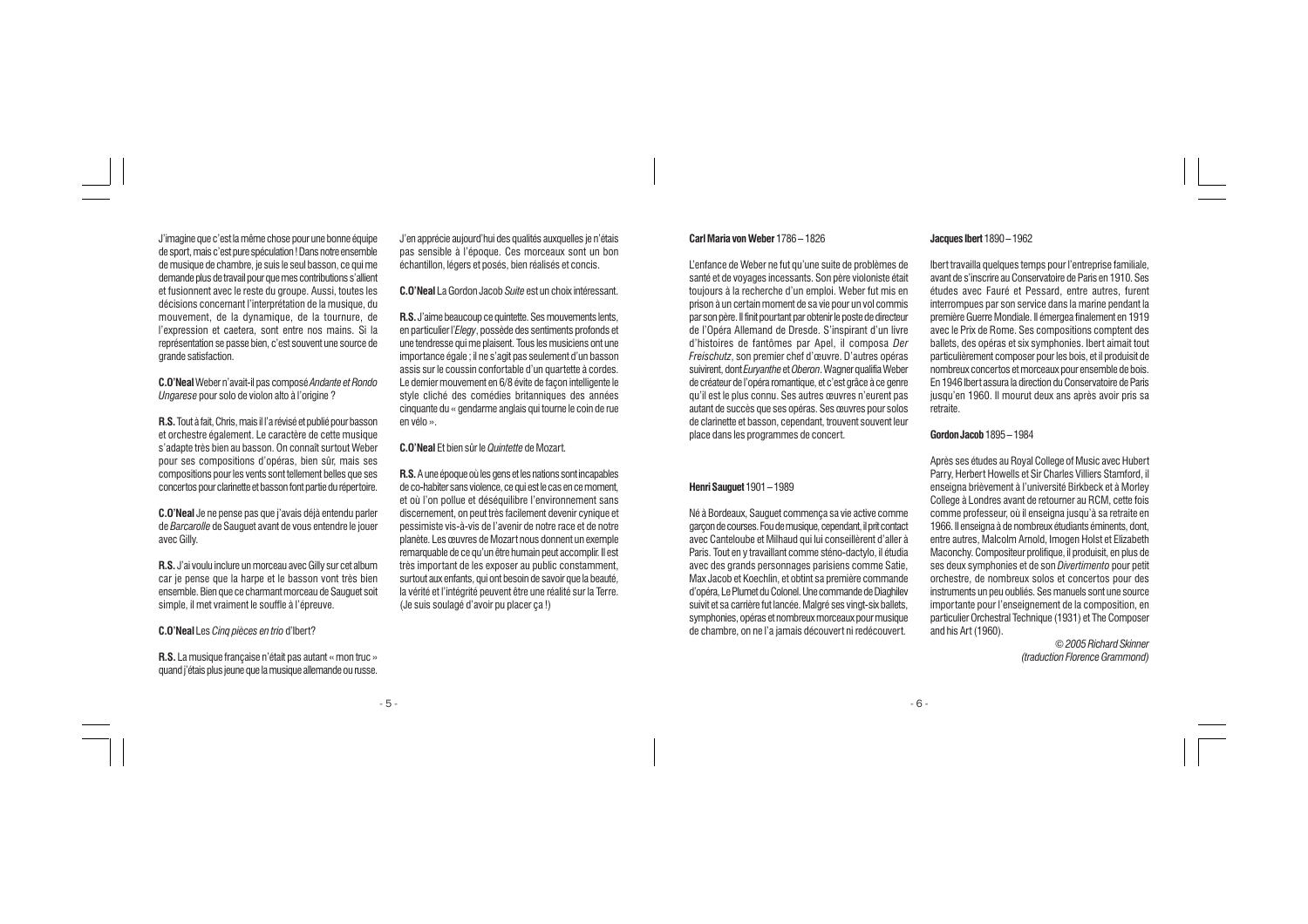J'imagine que c'est la même chose pour une bonne équipe de sport, mais c'est pure spéculation ! Dans notre ensemble de musique de chambre, je suis le seul basson, ce qui me demande plus de travail pour que mes contributions s'allient et fusionnent avec le reste du groupe. Aussi, toutes les décisions concernant l'interprétation de la musique, du mouvement, de la dynamique, de la tournure, de l'expression et caetera, sont entre nos mains. Si la représentation se passe bien, c'est souvent une source de grande satisfaction.

**C.O'Neal** Weber n'avait-il pas composé *Andante et Rondo Ungarese* pour solo de violon alto à l'origine ?

**R.S.** Tout à fait, Chris, mais il l'a révisé et publié pour basson et orchestre également. Le caractère de cette musique s'adapte très bien au basson. On connaît surtout Weber pour ses compositions d'opéras, bien sûr, mais ses compositions pour les vents sont tellement belles que ses concertos pour clarinette et basson font partie du répertoire.

**C.O'Neal** Je ne pense pas que j'avais déjà entendu parler de *Barcarolle* de Sauguet avant de vous entendre le jouer avec Gilly.

**R.S.** J'ai voulu inclure un morceau avec Gilly sur cet album car je pense que la harpe et le basson vont très bien ensemble. Bien que ce charmant morceau de Sauguet soit simple, il met vraiment le souffle à l'épreuve.

**C.O'Neal** Les *Cinq pièces en trio* d'Ibert?

**R.S.** La musique française n'était pas autant « mon truc » quand j'étais plus jeune que la musique allemande ou russe. J'en apprécie aujourd'hui des qualités auxquelles je n'étais pas sensible à l'époque. Ces morceaux sont un bon échantillon, légers et posés, bien réalisés et concis.

**C.O'Neal** La Gordon Jacob *Suite* est un choix intéressant.

**R.S.** J'aime beaucoup ce quintette. Ses mouvements lents, en particulier l'*Elegy*, possède des sentiments profonds et une tendresse qui me plaisent. Tous les musiciens ont une importance égale ; il ne s'agit pas seulement d'un basson assis sur le coussin confortable d'un quartette à cordes. Le dernier mouvement en 6/8 évite de façon intelligente le style cliché des comédies britanniques des années cinquante du « gendarme anglais qui tourne le coin de rue en vélo ».

**C.O'Neal** Et bien sûr le *Quintette* de Mozart.

**R.S.** A une époque où les gens et les nations sont incapables de co-habiter sans violence, ce qui est le cas en ce moment, et où l'on pollue et déséquilibre l'environnement sans discernement, on peut très facilement devenir cynique et pessimiste vis-à-vis de l'avenir de notre race et de notre planète. Les œuvres de Mozart nous donnent un exemple remarquable de ce qu'un être humain peut accomplir. Il est très important de les exposer au public constamment, surtout aux enfants, qui ont besoin de savoir que la beauté, la vérité et l'intégrité peuvent être une réalité sur la Terre. (Je suis soulagé d'avoir pu placer ça !)

**Carl Maria von Weber** 1786 – 1826

L'enfance de Weber ne fut qu'une suite de problèmes de santé et de voyages incessants. Son père violoniste était toujours à la recherche d'un emploi. Weber fut mis en prison à un certain moment de sa vie pour un vol commis par son père. Il finit pourtant par obtenir le poste de directeur de l'Opéra Allemand de Dresde. S'inspirant d'un livre d'histoires de fantômes par Apel, il composa *Der Freischutz*, son premier chef d'œuvre. D'autres opéras suivirent, dont *Euryanthe* et *Oberon*. Wagner qualifia Weber de créateur de l'opéra romantique, et c'est grâce à ce genre qu'il est le plus connu. Ses autres œuvres n'eurent pas autant de succès que ses opéras. Ses œuvres pour solos de clarinette et basson, cependant, trouvent souvent leur place dans les programmes de concert.

**Henri Sauguet** 1901 – 1989

Né à Bordeaux, Sauguet commença sa vie active comme garçon de courses. Fou de musique, cependant, il prit contact avec Canteloube et Milhaud qui lui conseillèrent d'aller à Paris. Tout en y travaillant comme sténo-dactylo, il étudia avec des grands personnages parisiens comme Satie, Max Jacob et Koechlin, et obtint sa première commande d'opéra, Le Plumet du Colonel. Une commande de Diaghilev suivit et sa carrière fut lancée. Malgré ses vingt-six ballets, symphonies, opéras et nombreux morceaux pour musique de chambre, on ne l'a jamais découvert ni redécouvert.

**Jacques Ibert** 1890 – 1962

Ibert travailla quelques temps pour l'entreprise familiale, avant de s'inscrire au Conservatoire de Paris en 1910. Ses études avec Fauré et Pessard, entre autres, furent interrompues par son service dans la marine pendant la première Guerre Mondiale. Il émergea finalement en 1919 avec le Prix de Rome. Ses compositions comptent des ballets, des opéras et six symphonies. Ibert aimait tout particulièrement composer pour les bois, et il produisit de nombreux concertos et morceaux pour ensemble de bois. En 1946 Ibert assura la direction du Conservatoire de Paris jusqu'en 1960. Il mourut deux ans après avoir pris sa retraite.

**Gordon Jacob** 1895 – 1984

Après ses études au Royal College of Music avec Hubert Parry, Herbert Howells et Sir Charles Villiers Stamford, il enseigna brièvement à l'université Birkbeck et à Morley College à Londres avant de retourner au RCM, cette fois comme professeur, où il enseigna jusqu'à sa retraite en 1966. Il enseigna à de nombreux étudiants éminents, dont, entre autres, Malcolm Arnold, Imogen Holst et Elizabeth Maconchy. Compositeur prolifique, il produisit, en plus de ses deux symphonies et de son *Divertimento* pour petit orchestre, de nombreux solos et concertos pour des instruments un peu oubliés. Ses manuels sont une source importante pour l'enseignement de la composition, en particulier Orchestral Technique (1931) et The Composer and his Art (1960).

*© 2005 Richard Skinner*
*(traduction Florence Grammond)*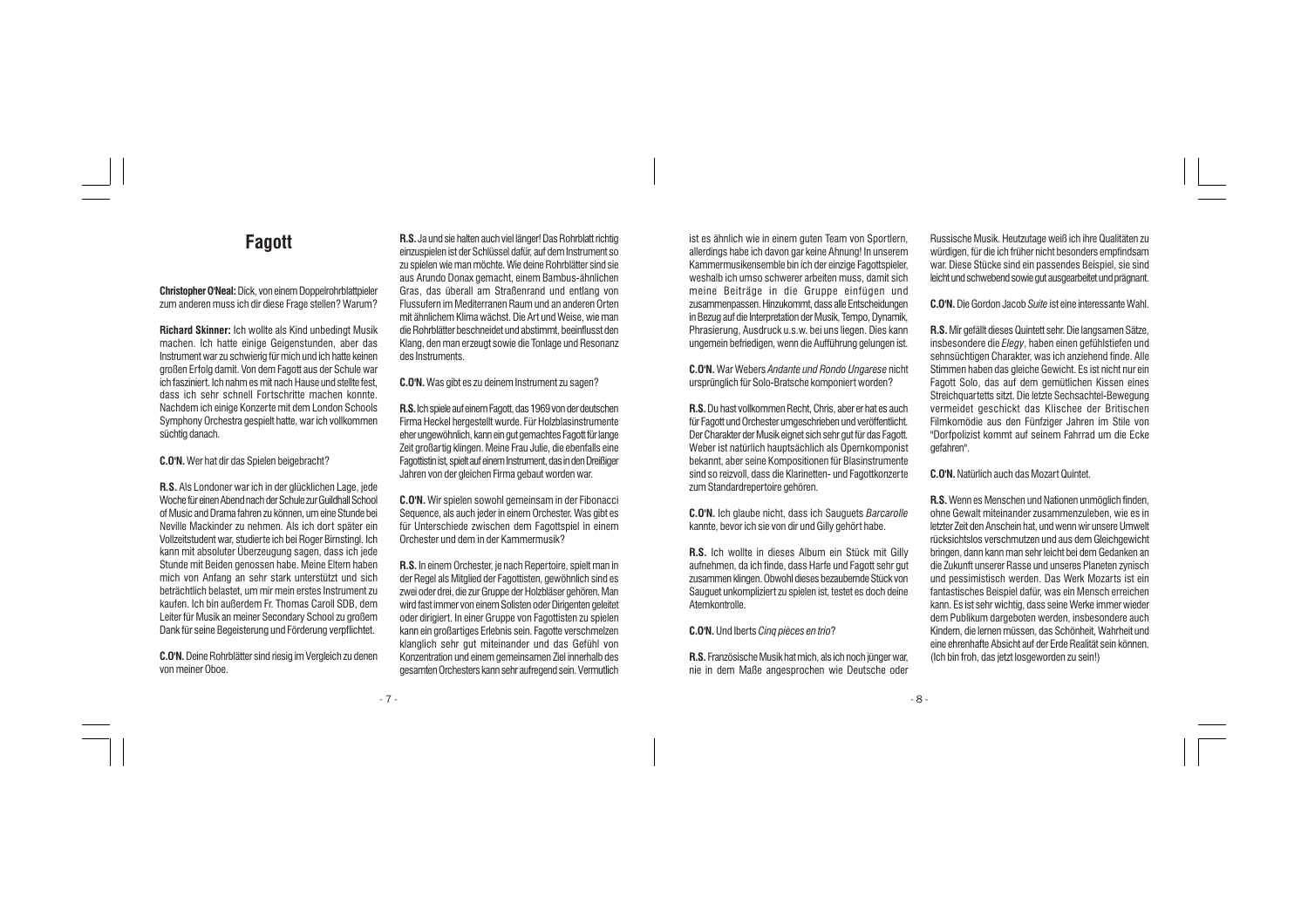# Fagott

**Christopher O'Neal:** Dick, von einem Doppelrohrblattpieler zum anderen muss ich dir diese Frage stellen? Warum?

**Richard Skinner:** Ich wollte als Kind unbedingt Musik machen. Ich hatte einige Geigenstunden, aber das Instrument war zu schwierig für mich und ich hatte keinen großen Erfolg damit. Von dem Fagott aus der Schule war ich fasziniert. Ich nahm es mit nach Hause und stellte fest, dass ich sehr schnell Fortschritte machen konnte. Nachdem ich einige Konzerte mit dem London Schools Symphony Orchestra gespielt hatte, war ich vollkommen süchtig danach.

**C.O'N.** Wer hat dir das Spielen beigebracht?

**R.S.** Als Londoner war ich in der glücklichen Lage, jede Woche für einen Abend nach der Schule zur Guildhall School of Music and Drama fahren zu können, um eine Stunde bei Neville Mackinder zu nehmen. Als ich dort später ein Vollzeitstudent war, studierte ich bei Roger Birnstingl. Ich kann mit absoluter Überzeugung sagen, dass ich jede Stunde mit Beiden genossen habe. Meine Eltern haben mich von Anfang an sehr stark unterstützt und sich beträchtlich belastet, um mir mein erstes Instrument zu kaufen. Ich bin außerdem Fr. Thomas Caroll SDB, dem Leiter für Musik an meiner Secondary School zu großem Dank für seine Begeisterung und Förderung verpflichtet.

**C.O'N.** Deine Rohrblätter sind riesig im Vergleich zu denen von meiner Oboe.

**R.S.** Ja und sie halten auch viel länger! Das Rohrblatt richtig einzuspielen ist der Schlüssel dafür, auf dem Instrument so zu spielen wie man möchte. Wie deine Rohrblätter sind sie aus Arundo Donax gemacht, einem Bambus-ähnlichen Gras, das überall am Straßenrand und entlang von Flussufern im Mediterranen Raum und an anderen Orten mit ähnlichem Klima wächst. Die Art und Weise, wie man die Rohrblätter beschneidet und abstimmt, beeinflusst den Klang, den man erzeugt sowie die Tonlage und Resonanz des Instruments.

**C.O'N.** Was gibt es zu deinem Instrument zu sagen?

**R.S.** Ich spiele auf einem Fagott, das 1969 von der deutschen Firma Heckel hergestellt wurde. Für Holzblasinstrumente eher ungewöhnlich, kann ein gut gemachtes Fagott für lange Zeit großartig klingen. Meine Frau Julie, die ebenfalls eine Fagottistin ist, spielt auf einem Instrument, das in den Dreißiger Jahren von der gleichen Firma gebaut worden war.

**C.O'N.** Wir spielen sowohl gemeinsam in der Fibonacci Sequence, als auch jeder in einem Orchester. Was gibt es für Unterschiede zwischen dem Fagottspiel in einem Orchester und dem in der Kammermusik?

**R.S.** In einem Orchester, je nach Repertoire, spielt man in der Regel als Mitglied der Fagottisten, gewöhnlich sind es zwei oder drei, die zur Gruppe der Holzbläser gehören. Man wird fast immer von einem Solisten oder Dirigenten geleitet oder dirigiert. In einer Gruppe von Fagottisten zu spielen kann ein großartiges Erlebnis sein. Fagotte verschmelzen klanglich sehr gut miteinander und das Gefühl von Konzentration und einem gemeinsamen Ziel innerhalb des gesamten Orchesters kann sehr aufregend sein. Vermutlich ist es ähnlich wie in einem guten Team von Sportlern, allerdings habe ich davon gar keine Ahnung! In unserem Kammermusikensemble bin ich der einzige Fagottspieler, weshalb ich umso schwerer arbeiten muss, damit sich meine Beiträge in die Gruppe einfügen und zusammenpassen. Hinzukommt, dass alle Entscheidungen in Bezug auf die Interpretation der Musik, Tempo, Dynamik, Phrasierung, Ausdruck u.s.w. bei uns liegen. Dies kann ungemein befriedigen, wenn die Aufführung gelungen ist.

**C.O'N.** War Webers *Andante und Rondo Ungarese* nicht ursprünglich für Solo-Bratsche komponiert worden?

**R.S.** Du hast vollkommen Recht, Chris, aber er hat es auch für Fagott und Orchester umgeschrieben und veröffentlicht. Der Charakter der Musik eignet sich sehr gut für das Fagott. Weber ist natürlich hauptsächlich als Opernkomponist bekannt, aber seine Kompositionen für Blasinstrumente sind so reizvoll, dass die Klarinetten- und Fagottkonzerte zum Standardrepertoire gehören.

**C.O'N.** Ich glaube nicht, dass ich Sauguets *Barcarolle* kannte, bevor ich sie von dir und Gilly gehört habe.

**R.S.** Ich wollte in dieses Album ein Stück mit Gilly aufnehmen, da ich finde, dass Harfe und Fagott sehr gut zusammen klingen. Obwohl dieses bezaubernde Stück von Sauguet unkompliziert zu spielen ist, testet es doch deine Atemkontrolle.

**C.O'N.** Und Iberts *Cinq pièces en trio*?

**R.S.** Französische Musik hat mich, als ich noch jünger war, nie in dem Maße angesprochen wie Deutsche oder Russische Musik. Heutzutage weiß ich ihre Qualitäten zu würdigen, für die ich früher nicht besonders empfindsam war. Diese Stücke sind ein passendes Beispiel, sie sind leicht und schwebend sowie gut ausgearbeitet und prägnant.

**C.O'N.** Die Gordon Jacob *Suite* ist eine interessante Wahl.

**R.S.** Mir gefällt dieses Quintett sehr. Die langsamen Sätze, insbesondere die *Elegy*, haben einen gefühlstiefen und sehnsüchtigen Charakter, was ich anziehend finde. Alle Stimmen haben das gleiche Gewicht. Es ist nicht nur ein Fagott Solo, das auf dem gemütlichen Kissen eines Streichquartetts sitzt. Die letzte Sechsachtel-Bewegung vermeidet geschickt das Klischee der Britischen Filmkomödie aus den Fünfziger Jahren im Stile von "Dorfpolizist kommt auf seinem Fahrrad um die Ecke gefahren".

**C.O'N.** Natürlich auch das Mozart Quintet.

**R.S.** Wenn es Menschen und Nationen unmöglich finden, ohne Gewalt miteinander zusammenzuleben, wie es in letzter Zeit den Anschein hat, und wenn wir unsere Umwelt rücksichtslos verschmutzen und aus dem Gleichgewicht bringen, dann kann man sehr leicht bei dem Gedanken an die Zukunft unserer Rasse und unseres Planeten zynisch und pessimistisch werden. Das Werk Mozarts ist ein fantastisches Beispiel dafür, was ein Mensch erreichen kann. Es ist sehr wichtig, dass seine Werke immer wieder dem Publikum dargeboten werden, insbesondere auch Kindern, die lernen müssen, das Schönheit, Wahrheit und eine ehrenhafte Absicht auf der Erde Realität sein können. (Ich bin froh, das jetzt losgeworden zu sein!)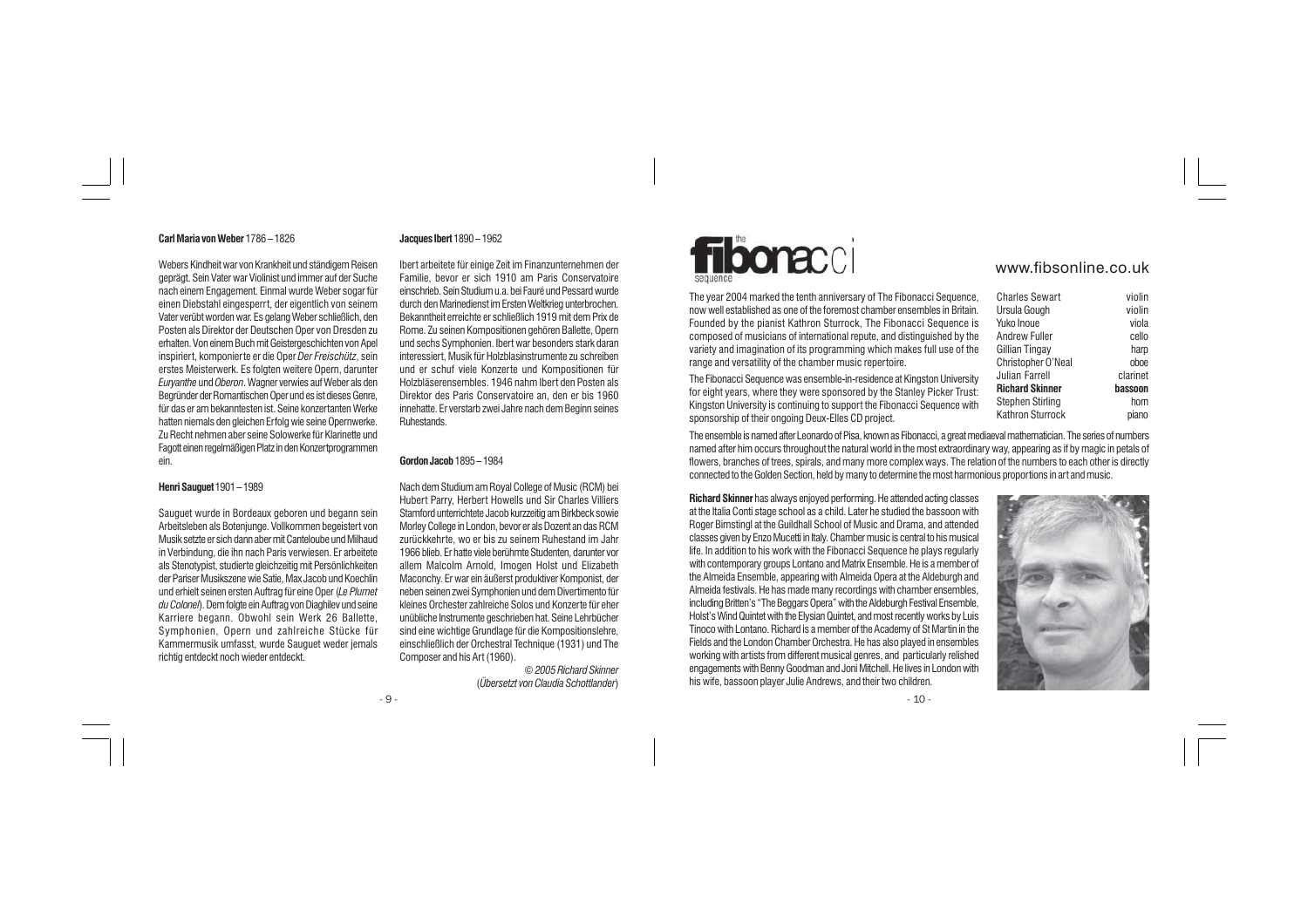**Carl Maria von Weber** 1786 – 1826

Webers Kindheit war von Krankheit und ständigem Reisen geprägt. Sein Vater war Violinist und immer auf der Suche nach einem Engagement. Einmal wurde Weber sogar für einen Diebstahl eingesperrt, der eigentlich von seinem Vater verübt worden war. Es gelang Weber schließlich, den Posten als Direktor der Deutschen Oper von Dresden zu erhalten. Von einem Buch mit Geistergeschichten von Apel inspiriert, komponierte er die Oper *Der Freischütz*, sein erstes Meisterwerk. Es folgten weitere Opern, darunter *Euryanthe* und *Oberon*. Wagner verwies auf Weber als den Begründer der Romantischen Oper und es ist dieses Genre, für das er am bekanntesten ist. Seine konzertanten Werke hatten niemals den gleichen Erfolg wie seine Opernwerke. Zu Recht nehmen aber seine Solowerke für Klarinette und Fagott einen regelmäßigen Platz in den Konzertprogrammen ein.

**Henri Sauguet** 1901 – 1989

Sauguet wurde in Bordeaux geboren und begann sein Arbeitsleben als Botenjunge. Vollkommen begeistert von Musik setzte er sich dann aber mit Canteloube und Milhaud in Verbindung, die ihn nach Paris verwiesen. Er arbeitete als Stenotypist, studierte gleichzeitig mit Persönlichkeiten der Pariser Musikszene wie Satie, Max Jacob und Koechlin und erhielt seinen ersten Auftrag für eine Oper (*Le Plumet du Colonel*). Dem folgte ein Auftrag von Diaghilev und seine Karriere begann. Obwohl sein Werk 26 Ballette, Symphonien, Opern und zahlreiche Stücke für Kammermusik umfasst, wurde Sauguet weder jemals richtig entdeckt noch wieder entdeckt.

**Jacques Ibert** 1890 – 1962

Ibert arbeitete für einige Zeit im Finanzunternehmen der Familie, bevor er sich 1910 am Paris Conservatoire einschrieb. Sein Studium u.a. bei Fauré und Pessard wurde durch den Marinedienst im Ersten Weltkrieg unterbrochen. Bekanntheit erreichte er schließlich 1919 mit dem Prix de Rome. Zu seinen Kompositionen gehören Ballette, Opern und sechs Symphonien. Ibert war besonders stark daran interessiert, Musik für Holzblasinstrumente zu schreiben und er schuf viele Konzerte und Kompositionen für Holzbläserensembles. 1946 nahm Ibert den Posten als Direktor des Paris Conservatoire an, den er bis 1960 innehatte. Er verstarb zwei Jahre nach dem Beginn seines Ruhestands.

**Gordon Jacob** 1895 – 1984

Nach dem Studium am Royal College of Music (RCM) bei Hubert Parry, Herbert Howells und Sir Charles Villiers Stamford unterrichtete Jacob kurzzeitig am Birkbeck sowie Morley College in London, bevor er als Dozent an das RCM zurückkehrte, wo er bis zu seinem Ruhestand im Jahr 1966 blieb. Er hatte viele berühmte Studenten, darunter vor allem Malcolm Arnold, Imogen Holst und Elizabeth Maconchy. Er war ein äußerst produktiver Komponist, der neben seinen zwei Symphonien und dem Divertimento für kleines Orchester zahlreiche Solos und Konzerte für eher unübliche Instrumente geschrieben hat. Seine Lehrbücher sind eine wichtige Grundlage für die Kompositionslehre, einschließlich der Orchestral Technique (1931) und The Composer and his Art (1960).

*© 2005 Richard Skinner*
(*Übersetzt von Claudia Schottlander*)

# the fibonacci sequence

www.fibsonline.co.uk

The year 2004 marked the tenth anniversary of The Fibonacci Sequence, now well established as one of the foremost chamber ensembles in Britain. Founded by the pianist Kathron Sturrock, The Fibonacci Sequence is composed of musicians of international repute, and distinguished by the variety and imagination of its programming which makes full use of the range and versatility of the chamber music repertoire.

The Fibonacci Sequence was ensemble-in-residence at Kingston University for eight years, where they were sponsored by the Stanley Picker Trust: Kingston University is continuing to support the Fibonacci Sequence with sponsorship of their ongoing Deux-Elles CD project.

| | |
|---|---|
| Charles Sewart | violin |
| Ursula Gough | violin |
| Yuko Inoue | viola |
| Andrew Fuller | cello |
| Gillian Tingay | harp |
| Christopher O'Neal | oboe |
| Julian Farrell | clarinet |
| **Richard Skinner** | **bassoon** |
| Stephen Stirling | horn |
| Kathron Sturrock | piano |

The ensemble is named after Leonardo of Pisa, known as Fibonacci, a great mediaeval mathematician. The series of numbers named after him occurs throughout the natural world in the most extraordinary way, appearing as if by magic in petals of flowers, branches of trees, spirals, and many more complex ways. The relation of the numbers to each other is directly connected to the Golden Section, held by many to determine the most harmonious proportions in art and music.

**Richard Skinner** has always enjoyed performing. He attended acting classes at the Italia Conti stage school as a child. Later he studied the bassoon with Roger Birnstingl at the Guildhall School of Music and Drama, and attended classes given by Enzo Mucetti in Italy. Chamber music is central to his musical life. In addition to his work with the Fibonacci Sequence he plays regularly with contemporary groups Lontano and Matrix Ensemble. He is a member of the Almeida Ensemble, appearing with Almeida Opera at the Aldeburgh and Almeida festivals. He has made many recordings with chamber ensembles, including Britten's "The Beggars Opera" with the Aldeburgh Festival Ensemble, Holst's Wind Quintet with the Elysian Quintet, and most recently works by Luis Tinoco with Lontano. Richard is a member of the Academy of St Martin in the Fields and the London Chamber Orchestra. He has also played in ensembles working with artists from different musical genres, and particularly relished engagements with Benny Goodman and Joni Mitchell. He lives in London with his wife, bassoon player Julie Andrews, and their two children.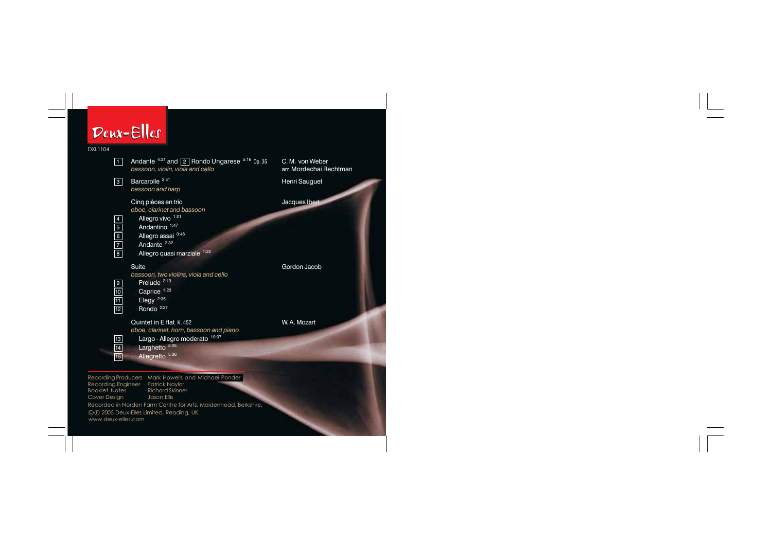Deux-Elles

DXL1104

1 Andante 4:21 and 2 Rondo Ungarese 5:16 Op. 35 — C. M. von Weber, arr. Mordechai Rechtman
*bassoon, violin, viola and cello*

3 Barcarolle 2:51 — Henri Sauguet
*bassoon and harp*

Cinq pièces en trio — Jacques Ibert
*oboe, clarinet and bassoon*

4 Allegro vivo 1:01
5 Andantino 1:47
6 Allegro assai 0:46
7 Andante 2:32
8 Allegro quasi marziale 1:22

Suite — Gordon Jacob
*bassoon, two violins, viola and cello*

9 Prelude 2:13
10 Caprice 1:20
11 Elegy 2:35
12 Rondo 2:27

Quintet in E flat K. 452 — W. A. Mozart
*oboe, clarinet, horn, bassoon and piano*

13 Largo - Allegro moderato 10:07
14 Larghetto 8:05
15 Allegretto 5:36

Recording Producers Mark Howells and Michael Ponder
Recording Engineer Patrick Naylor
Booklet Notes Richard Skinner
Cover Design Jason Ellis

Recorded in Norden Farm Centre for Arts, Maidenhead, Berkshire.
©℗ 2005 Deux-Elles Limited, Reading, UK.
www.deux-elles.com